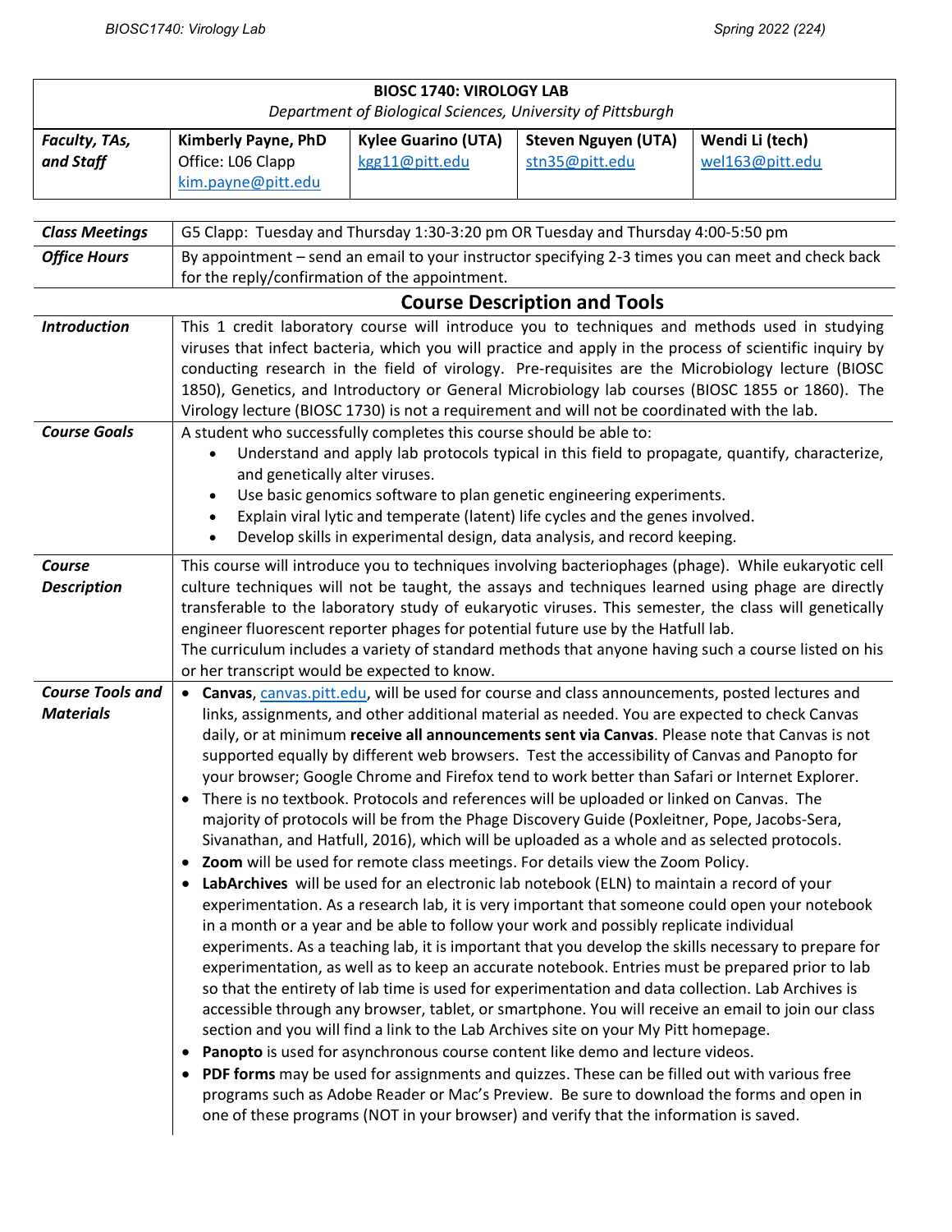| BIOSC 1740: VIROLOGY LAB<br>*Department of Biological Sciences, University of Pittsburgh* | | | | |
|---|---|---|---|---|
| ***Faculty, TAs, and Staff*** | **Kimberly Payne, PhD**<br>Office: L06 Clapp<br>kim.payne@pitt.edu | **Kylee Guarino (UTA)**<br>kgg11@pitt.edu | **Steven Nguyen (UTA)**<br>stn35@pitt.edu | **Wendi Li (tech)**<br>wel163@pitt.edu |

| | |
|---|---|
| ***Class Meetings*** | G5 Clapp: Tuesday and Thursday 1:30-3:20 pm OR Tuesday and Thursday 4:00-5:50 pm |
| ***Office Hours*** | By appointment – send an email to your instructor specifying 2-3 times you can meet and check back for the reply/confirmation of the appointment. |

## Course Description and Tools

| | |
|---|---|
| ***Introduction*** | This 1 credit laboratory course will introduce you to techniques and methods used in studying viruses that infect bacteria, which you will practice and apply in the process of scientific inquiry by conducting research in the field of virology. Pre-requisites are the Microbiology lecture (BIOSC 1850), Genetics, and Introductory or General Microbiology lab courses (BIOSC 1855 or 1860). The Virology lecture (BIOSC 1730) is not a requirement and will not be coordinated with the lab. |
| ***Course Goals*** | A student who successfully completes this course should be able to:<br>• Understand and apply lab protocols typical in this field to propagate, quantify, characterize, and genetically alter viruses.<br>• Use basic genomics software to plan genetic engineering experiments.<br>• Explain viral lytic and temperate (latent) life cycles and the genes involved.<br>• Develop skills in experimental design, data analysis, and record keeping. |
| ***Course Description*** | This course will introduce you to techniques involving bacteriophages (phage). While eukaryotic cell culture techniques will not be taught, the assays and techniques learned using phage are directly transferable to the laboratory study of eukaryotic viruses. This semester, the class will genetically engineer fluorescent reporter phages for potential future use by the Hatfull lab.<br>The curriculum includes a variety of standard methods that anyone having such a course listed on his or her transcript would be expected to know. |
| ***Course Tools and Materials*** | • **Canvas**, canvas.pitt.edu, will be used for course and class announcements, posted lectures and links, assignments, and other additional material as needed. You are expected to check Canvas daily, or at minimum **receive all announcements sent via Canvas**. Please note that Canvas is not supported equally by different web browsers. Test the accessibility of Canvas and Panopto for your browser; Google Chrome and Firefox tend to work better than Safari or Internet Explorer.<br>• There is no textbook. Protocols and references will be uploaded or linked on Canvas. The majority of protocols will be from the Phage Discovery Guide (Poxleitner, Pope, Jacobs-Sera, Sivanathan, and Hatfull, 2016), which will be uploaded as a whole and as selected protocols.<br>• **Zoom** will be used for remote class meetings. For details view the Zoom Policy.<br>• **LabArchives** will be used for an electronic lab notebook (ELN) to maintain a record of your experimentation. As a research lab, it is very important that someone could open your notebook in a month or a year and be able to follow your work and possibly replicate individual experiments. As a teaching lab, it is important that you develop the skills necessary to prepare for experimentation, as well as to keep an accurate notebook. Entries must be prepared prior to lab so that the entirety of lab time is used for experimentation and data collection. Lab Archives is accessible through any browser, tablet, or smartphone. You will receive an email to join our class section and you will find a link to the Lab Archives site on your My Pitt homepage.<br>• **Panopto** is used for asynchronous course content like demo and lecture videos.<br>• **PDF forms** may be used for assignments and quizzes. These can be filled out with various free programs such as Adobe Reader or Mac's Preview. Be sure to download the forms and open in one of these programs (NOT in your browser) and verify that the information is saved. |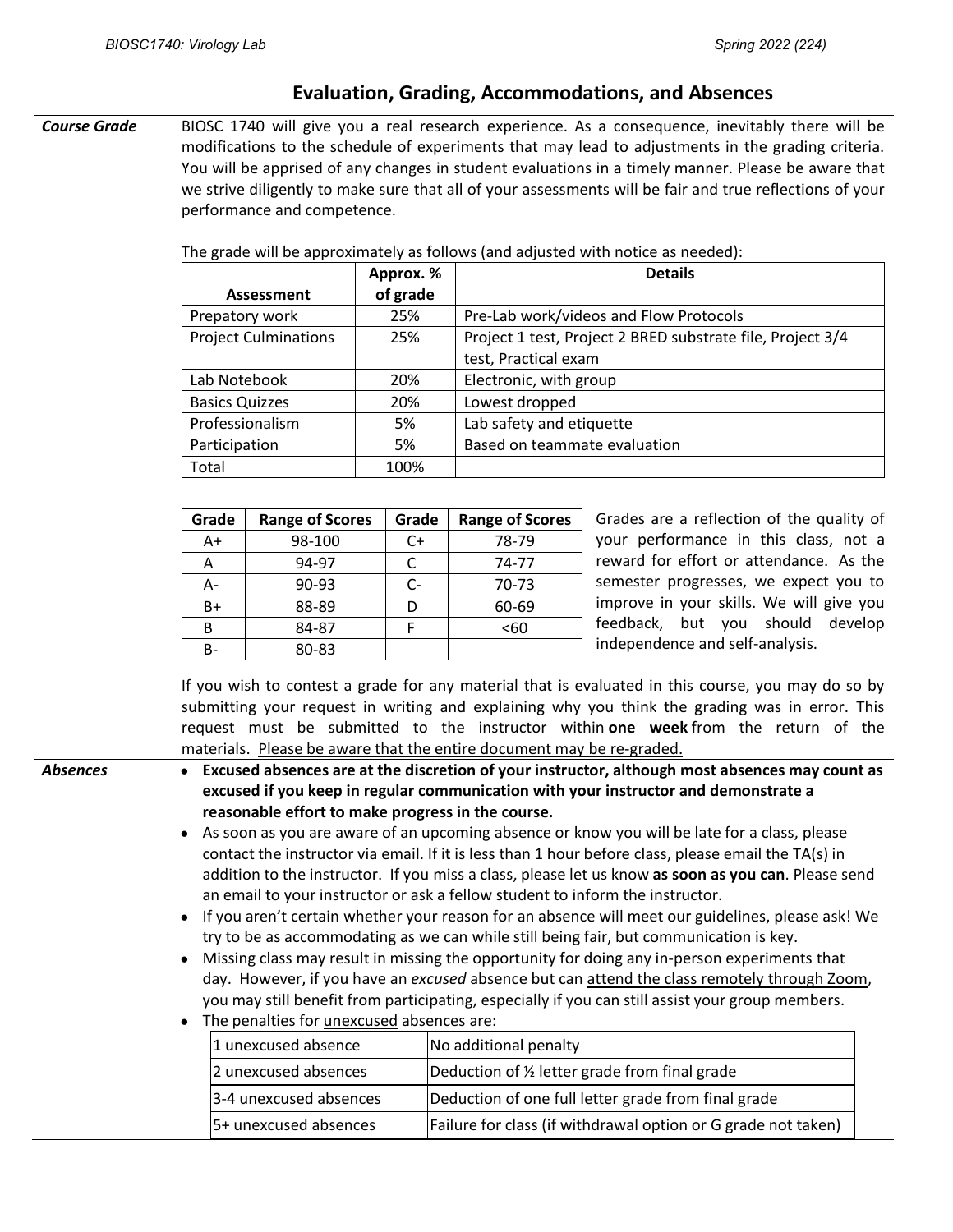## Evaluation, Grading, Accommodations, and Absences

### Course Grade

BIOSC 1740 will give you a real research experience. As a consequence, inevitably there will be modifications to the schedule of experiments that may lead to adjustments in the grading criteria. You will be apprised of any changes in student evaluations in a timely manner. Please be aware that we strive diligently to make sure that all of your assessments will be fair and true reflections of your performance and competence.

The grade will be approximately as follows (and adjusted with notice as needed):

| Assessment | Approx. % of grade | Details |
|---|---|---|
| Prepatory work | 25% | Pre-Lab work/videos and Flow Protocols |
| Project Culminations | 25% | Project 1 test, Project 2 BRED substrate file, Project 3/4 test, Practical exam |
| Lab Notebook | 20% | Electronic, with group |
| Basics Quizzes | 20% | Lowest dropped |
| Professionalism | 5% | Lab safety and etiquette |
| Participation | 5% | Based on teammate evaluation |
| Total | 100% | |

| Grade | Range of Scores | Grade | Range of Scores |
|---|---|---|---|
| A+ | 98-100 | C+ | 78-79 |
| A | 94-97 | C | 74-77 |
| A- | 90-93 | C- | 70-73 |
| B+ | 88-89 | D | 60-69 |
| B | 84-87 | F | <60 |
| B- | 80-83 | | |

Grades are a reflection of the quality of your performance in this class, not a reward for effort or attendance. As the semester progresses, we expect you to improve in your skills. We will give you feedback, but you should develop independence and self-analysis.

If you wish to contest a grade for any material that is evaluated in this course, you may do so by submitting your request in writing and explaining why you think the grading was in error. This request must be submitted to the instructor within **one week** from the return of the materials. Please be aware that the entire document may be re-graded.

### Absences

- **Excused absences are at the discretion of your instructor, although most absences may count as excused if you keep in regular communication with your instructor and demonstrate a reasonable effort to make progress in the course.**
- As soon as you are aware of an upcoming absence or know you will be late for a class, please contact the instructor via email. If it is less than 1 hour before class, please email the TA(s) in addition to the instructor. If you miss a class, please let us know **as soon as you can**. Please send an email to your instructor or ask a fellow student to inform the instructor.
- If you aren't certain whether your reason for an absence will meet our guidelines, please ask! We try to be as accommodating as we can while still being fair, but communication is key.
- Missing class may result in missing the opportunity for doing any in-person experiments that day. However, if you have an *excused* absence but can attend the class remotely through Zoom, you may still benefit from participating, especially if you can still assist your group members.
- The penalties for unexcused absences are:

| Unexcused absences | Penalty |
|---|---|
| 1 unexcused absence | No additional penalty |
| 2 unexcused absences | Deduction of ½ letter grade from final grade |
| 3-4 unexcused absences | Deduction of one full letter grade from final grade |
| 5+ unexcused absences | Failure for class (if withdrawal option or G grade not taken) |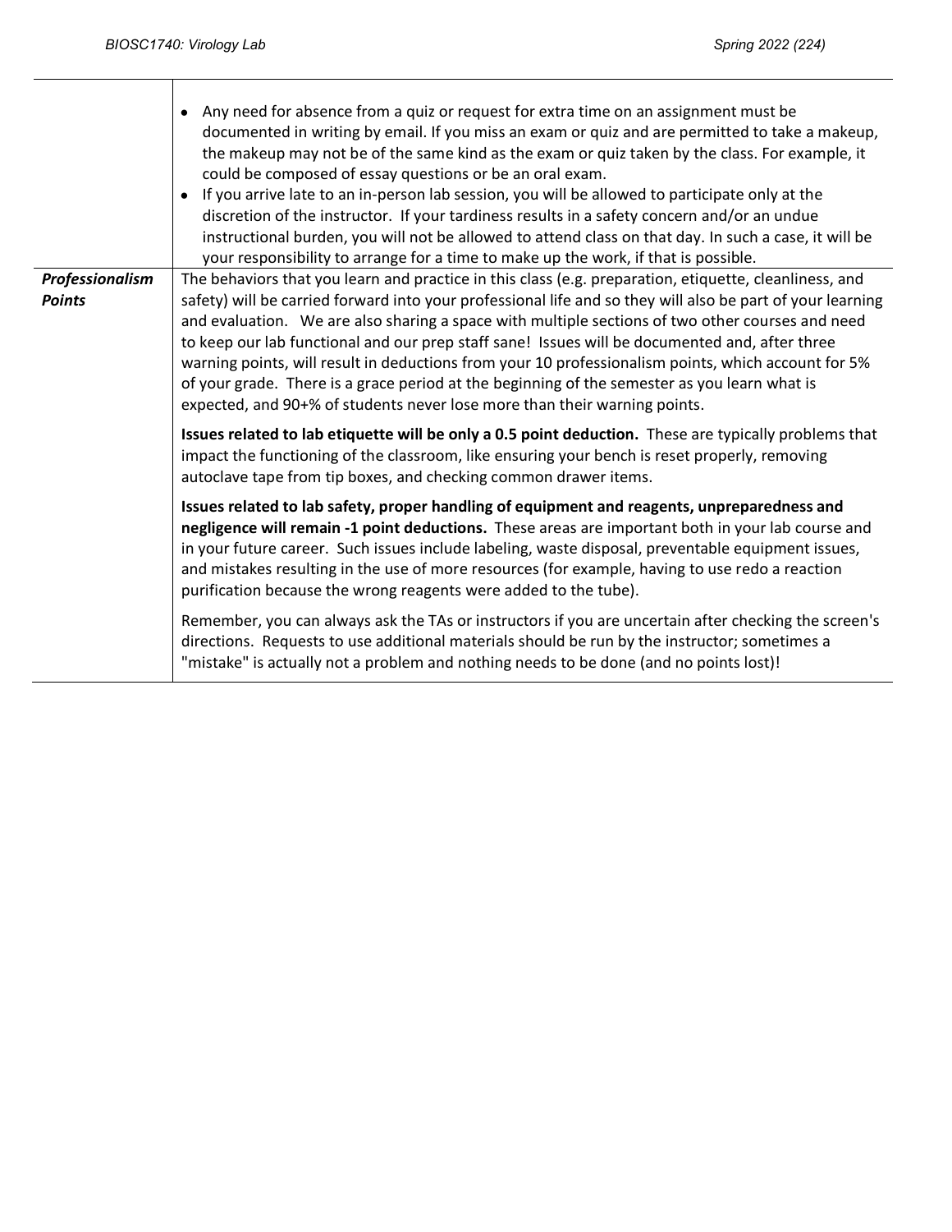| | |
|---|---|
| | • Any need for absence from a quiz or request for extra time on an assignment must be documented in writing by email. If you miss an exam or quiz and are permitted to take a makeup, the makeup may not be of the same kind as the exam or quiz taken by the class. For example, it could be composed of essay questions or be an oral exam.<br>• If you arrive late to an in-person lab session, you will be allowed to participate only at the discretion of the instructor. If your tardiness results in a safety concern and/or an undue instructional burden, you will not be allowed to attend class on that day. In such a case, it will be your responsibility to arrange for a time to make up the work, if that is possible. |
| ***Professionalism Points*** | The behaviors that you learn and practice in this class (e.g. preparation, etiquette, cleanliness, and safety) will be carried forward into your professional life and so they will also be part of your learning and evaluation. We are also sharing a space with multiple sections of two other courses and need to keep our lab functional and our prep staff sane! Issues will be documented and, after three warning points, will result in deductions from your 10 professionalism points, which account for 5% of your grade. There is a grace period at the beginning of the semester as you learn what is expected, and 90+% of students never lose more than their warning points.<br><br>**Issues related to lab etiquette will be only a 0.5 point deduction.** These are typically problems that impact the functioning of the classroom, like ensuring your bench is reset properly, removing autoclave tape from tip boxes, and checking common drawer items.<br><br>**Issues related to lab safety, proper handling of equipment and reagents, unpreparedness and negligence will remain -1 point deductions.** These areas are important both in your lab course and in your future career. Such issues include labeling, waste disposal, preventable equipment issues, and mistakes resulting in the use of more resources (for example, having to use redo a reaction purification because the wrong reagents were added to the tube).<br><br>Remember, you can always ask the TAs or instructors if you are uncertain after checking the screen's directions. Requests to use additional materials should be run by the instructor; sometimes a "mistake" is actually not a problem and nothing needs to be done (and no points lost)! |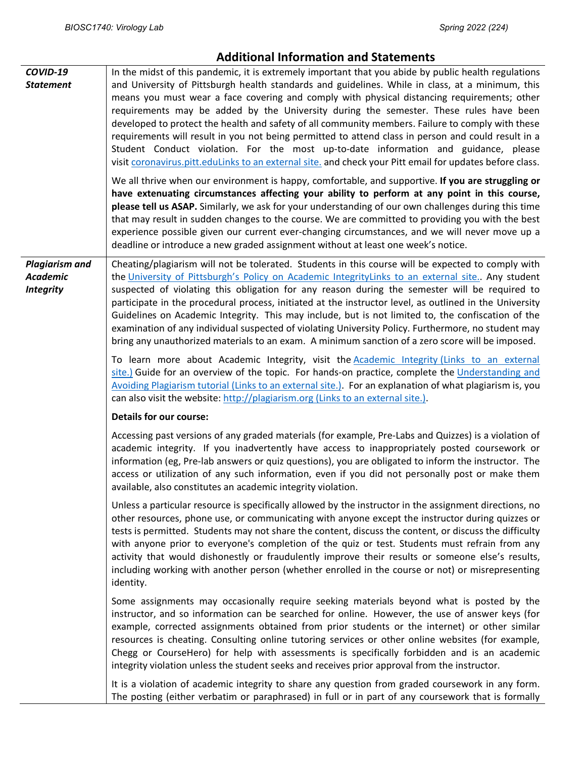## Additional Information and Statements

| | |
|---|---|
| ***COVID-19 Statement*** | In the midst of this pandemic, it is extremely important that you abide by public health regulations and University of Pittsburgh health standards and guidelines. While in class, at a minimum, this means you must wear a face covering and comply with physical distancing requirements; other requirements may be added by the University during the semester. These rules have been developed to protect the health and safety of all community members. Failure to comply with these requirements will result in you not being permitted to attend class in person and could result in a Student Conduct violation. For the most up-to-date information and guidance, please visit [coronavirus.pitt.eduLinks to an external site.](coronavirus.pitt.edu) and check your Pitt email for updates before class.<br><br>We all thrive when our environment is happy, comfortable, and supportive. **If you are struggling or have extenuating circumstances affecting your ability to perform at any point in this course, please tell us ASAP.** Similarly, we ask for your understanding of our own challenges during this time that may result in sudden changes to the course. We are committed to providing you with the best experience possible given our current ever-changing circumstances, and we will never move up a deadline or introduce a new graded assignment without at least one week's notice. |
| ***Plagiarism and Academic Integrity*** | Cheating/plagiarism will not be tolerated. Students in this course will be expected to comply with the University of Pittsburgh's Policy on Academic IntegrityLinks to an external site.. Any student suspected of violating this obligation for any reason during the semester will be required to participate in the procedural process, initiated at the instructor level, as outlined in the University Guidelines on Academic Integrity. This may include, but is not limited to, the confiscation of the examination of any individual suspected of violating University Policy. Furthermore, no student may bring any unauthorized materials to an exam. A minimum sanction of a zero score will be imposed.<br><br>To learn more about Academic Integrity, visit the Academic Integrity (Links to an external site.) Guide for an overview of the topic. For hands-on practice, complete the Understanding and Avoiding Plagiarism tutorial (Links to an external site.). For an explanation of what plagiarism is, you can also visit the website: http://plagiarism.org (Links to an external site.).<br><br>**Details for our course:**<br><br>Accessing past versions of any graded materials (for example, Pre-Labs and Quizzes) is a violation of academic integrity. If you inadvertently have access to inappropriately posted coursework or information (eg, Pre-lab answers or quiz questions), you are obligated to inform the instructor. The access or utilization of any such information, even if you did not personally post or make them available, also constitutes an academic integrity violation.<br><br>Unless a particular resource is specifically allowed by the instructor in the assignment directions, no other resources, phone use, or communicating with anyone except the instructor during quizzes or tests is permitted. Students may not share the content, discuss the content, or discuss the difficulty with anyone prior to everyone's completion of the quiz or test. Students must refrain from any activity that would dishonestly or fraudulently improve their results or someone else's results, including working with another person (whether enrolled in the course or not) or misrepresenting identity.<br><br>Some assignments may occasionally require seeking materials beyond what is posted by the instructor, and so information can be searched for online. However, the use of answer keys (for example, corrected assignments obtained from prior students or the internet) or other similar resources is cheating. Consulting online tutoring services or other online websites (for example, Chegg or CourseHero) for help with assessments is specifically forbidden and is an academic integrity violation unless the student seeks and receives prior approval from the instructor.<br><br>It is a violation of academic integrity to share any question from graded coursework in any form. The posting (either verbatim or paraphrased) in full or in part of any coursework that is formally |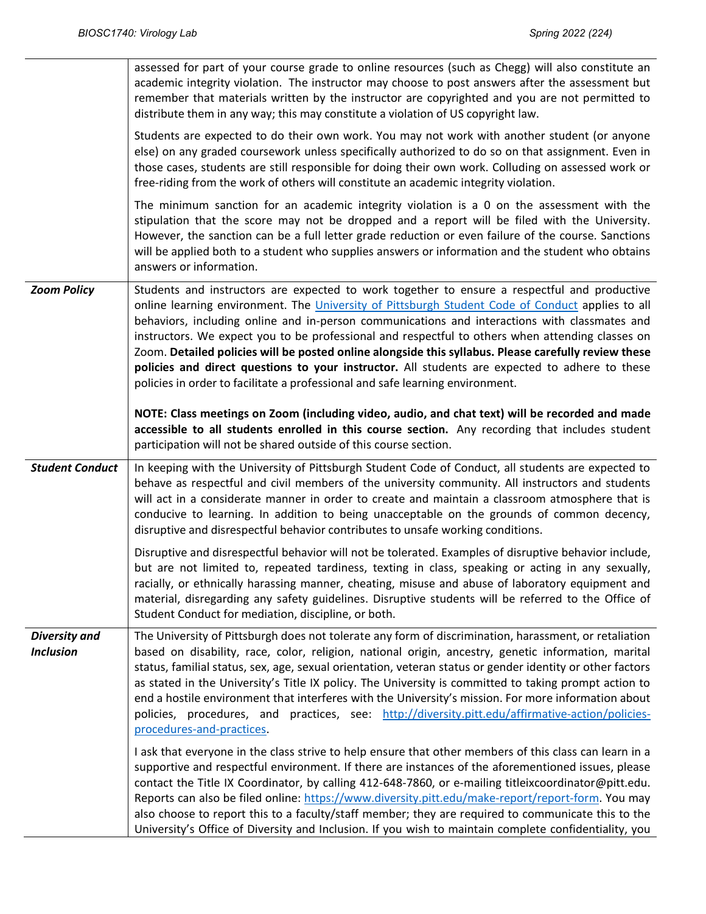| | |
|---|---|
| | assessed for part of your course grade to online resources (such as Chegg) will also constitute an academic integrity violation. The instructor may choose to post answers after the assessment but remember that materials written by the instructor are copyrighted and you are not permitted to distribute them in any way; this may constitute a violation of US copyright law.<br><br>Students are expected to do their own work. You may not work with another student (or anyone else) on any graded coursework unless specifically authorized to do so on that assignment. Even in those cases, students are still responsible for doing their own work. Colluding on assessed work or free-riding from the work of others will constitute an academic integrity violation.<br><br>The minimum sanction for an academic integrity violation is a 0 on the assessment with the stipulation that the score may not be dropped and a report will be filed with the University. However, the sanction can be a full letter grade reduction or even failure of the course. Sanctions will be applied both to a student who supplies answers or information and the student who obtains answers or information. |
| ***Zoom Policy*** | Students and instructors are expected to work together to ensure a respectful and productive online learning environment. The [University of Pittsburgh Student Code of Conduct]() applies to all behaviors, including online and in-person communications and interactions with classmates and instructors. We expect you to be professional and respectful to others when attending classes on Zoom. **Detailed policies will be posted online alongside this syllabus. Please carefully review these policies and direct questions to your instructor.** All students are expected to adhere to these policies in order to facilitate a professional and safe learning environment.<br><br>**NOTE: Class meetings on Zoom (including video, audio, and chat text) will be recorded and made accessible to all students enrolled in this course section.** Any recording that includes student participation will not be shared outside of this course section. |
| ***Student Conduct*** | In keeping with the University of Pittsburgh Student Code of Conduct, all students are expected to behave as respectful and civil members of the university community. All instructors and students will act in a considerate manner in order to create and maintain a classroom atmosphere that is conducive to learning. In addition to being unacceptable on the grounds of common decency, disruptive and disrespectful behavior contributes to unsafe working conditions.<br><br>Disruptive and disrespectful behavior will not be tolerated. Examples of disruptive behavior include, but are not limited to, repeated tardiness, texting in class, speaking or acting in any sexually, racially, or ethnically harassing manner, cheating, misuse and abuse of laboratory equipment and material, disregarding any safety guidelines. Disruptive students will be referred to the Office of Student Conduct for mediation, discipline, or both. |
| ***Diversity and Inclusion*** | The University of Pittsburgh does not tolerate any form of discrimination, harassment, or retaliation based on disability, race, color, religion, national origin, ancestry, genetic information, marital status, familial status, sex, age, sexual orientation, veteran status or gender identity or other factors as stated in the University's Title IX policy. The University is committed to taking prompt action to end a hostile environment that interferes with the University's mission. For more information about policies, procedures, and practices, see: [http://diversity.pitt.edu/affirmative-action/policies-procedures-and-practices](http://diversity.pitt.edu/affirmative-action/policies-procedures-and-practices).<br><br>I ask that everyone in the class strive to help ensure that other members of this class can learn in a supportive and respectful environment. If there are instances of the aforementioned issues, please contact the Title IX Coordinator, by calling 412-648-7860, or e-mailing titleixcoordinator@pitt.edu. Reports can also be filed online: [https://www.diversity.pitt.edu/make-report/report-form](https://www.diversity.pitt.edu/make-report/report-form). You may also choose to report this to a faculty/staff member; they are required to communicate this to the University's Office of Diversity and Inclusion. If you wish to maintain complete confidentiality, you |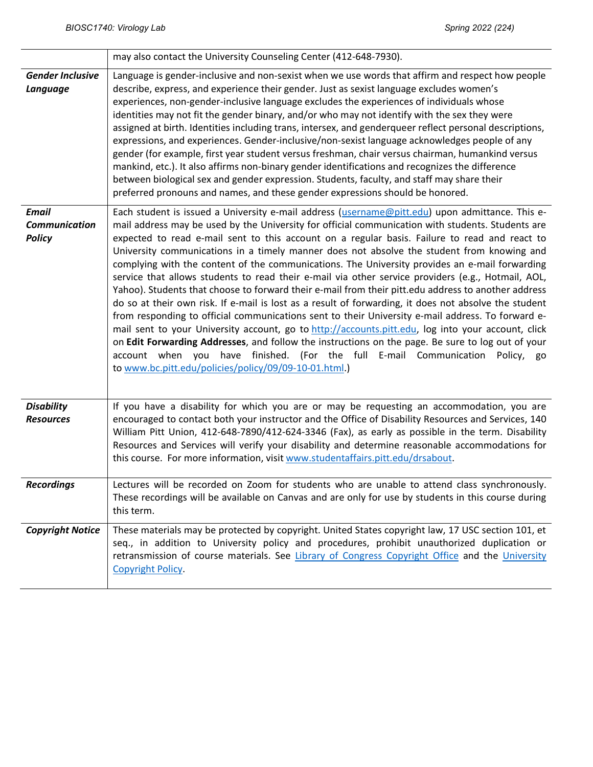| | |
|---|---|
| | may also contact the University Counseling Center (412-648-7930). |
| ***Gender Inclusive Language*** | Language is gender-inclusive and non-sexist when we use words that affirm and respect how people describe, express, and experience their gender. Just as sexist language excludes women's experiences, non-gender-inclusive language excludes the experiences of individuals whose identities may not fit the gender binary, and/or who may not identify with the sex they were assigned at birth. Identities including trans, intersex, and genderqueer reflect personal descriptions, expressions, and experiences. Gender-inclusive/non-sexist language acknowledges people of any gender (for example, first year student versus freshman, chair versus chairman, humankind versus mankind, etc.). It also affirms non-binary gender identifications and recognizes the difference between biological sex and gender expression. Students, faculty, and staff may share their preferred pronouns and names, and these gender expressions should be honored. |
| ***Email Communication Policy*** | Each student is issued a University e-mail address (username@pitt.edu) upon admittance. This e-mail address may be used by the University for official communication with students. Students are expected to read e-mail sent to this account on a regular basis. Failure to read and react to University communications in a timely manner does not absolve the student from knowing and complying with the content of the communications. The University provides an e-mail forwarding service that allows students to read their e-mail via other service providers (e.g., Hotmail, AOL, Yahoo). Students that choose to forward their e-mail from their pitt.edu address to another address do so at their own risk. If e-mail is lost as a result of forwarding, it does not absolve the student from responding to official communications sent to their University e-mail address. To forward e-mail sent to your University account, go to http://accounts.pitt.edu, log into your account, click on **Edit Forwarding Addresses**, and follow the instructions on the page. Be sure to log out of your account when you have finished. (For the full E-mail Communication Policy, go to www.bc.pitt.edu/policies/policy/09/09-10-01.html.) |
| ***Disability Resources*** | If you have a disability for which you are or may be requesting an accommodation, you are encouraged to contact both your instructor and the Office of Disability Resources and Services, 140 William Pitt Union, 412-648-7890/412-624-3346 (Fax), as early as possible in the term. Disability Resources and Services will verify your disability and determine reasonable accommodations for this course. For more information, visit www.studentaffairs.pitt.edu/drsabout. |
| ***Recordings*** | Lectures will be recorded on Zoom for students who are unable to attend class synchronously. These recordings will be available on Canvas and are only for use by students in this course during this term. |
| ***Copyright Notice*** | These materials may be protected by copyright. United States copyright law, 17 USC section 101, et seq., in addition to University policy and procedures, prohibit unauthorized duplication or retransmission of course materials. See Library of Congress Copyright Office and the University Copyright Policy. |